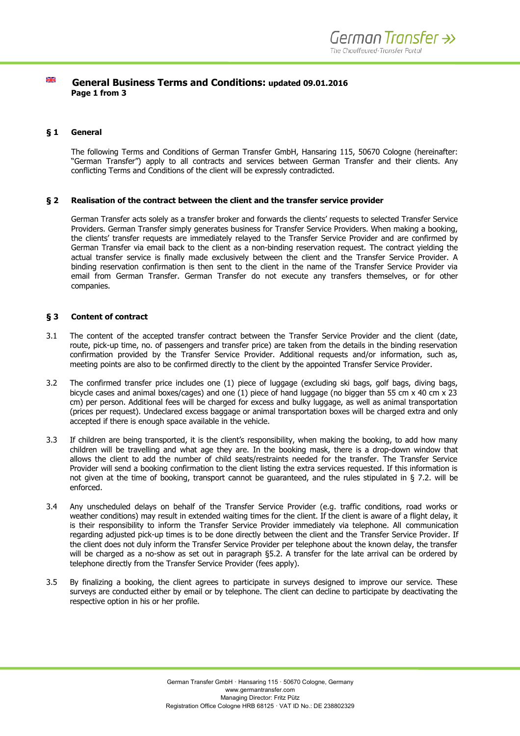# General Business Terms and Conditions: updated 09.01.2016

**Page 1 from 3**

## § 1 General

The following Terms and Conditions of German Transfer GmbH, Hansaring 115, 50670 Cologne (hereinafter: "German Transfer") apply to all contracts and services between German Transfer and their clients. Any conflicting Terms and Conditions of the client will be expressly contradicted.

## § 2 Realisation of the contract between the client and the transfer service provider

German Transfer acts solely as a transfer broker and forwards the clients' requests to selected Transfer Service Providers. German Transfer simply generates business for Transfer Service Providers. When making a booking, the clients' transfer requests are immediately relayed to the Transfer Service Provider and are confirmed by German Transfer via email back to the client as a non-binding reservation request. The contract yielding the actual transfer service is finally made exclusively between the client and the Transfer Service Provider. A binding reservation confirmation is then sent to the client in the name of the Transfer Service Provider via email from German Transfer. German Transfer do not execute any transfers themselves, or for other companies.

## § 3 Content of contract

3.1 The content of the accepted transfer contract between the Transfer Service Provider and the client (date, route, pick-up time, no. of passengers and transfer price) are taken from the details in the binding reservation confirmation provided by the Transfer Service Provider. Additional requests and/or information, such as, meeting points are also to be confirmed directly to the client by the appointed Transfer Service Provider.

3.2 The confirmed transfer price includes one (1) piece of luggage (excluding ski bags, golf bags, diving bags, bicycle cases and animal boxes/cages) and one (1) piece of hand luggage (no bigger than 55 cm x 40 cm x 23 cm) per person. Additional fees will be charged for excess and bulky luggage, as well as animal transportation (prices per request). Undeclared excess baggage or animal transportation boxes will be charged extra and only accepted if there is enough space available in the vehicle.

3.3 If children are being transported, it is the client's responsibility, when making the booking, to add how many children will be travelling and what age they are. In the booking mask, there is a drop-down window that allows the client to add the number of child seats/restraints needed for the transfer. The Transfer Service Provider will send a booking confirmation to the client listing the extra services requested. If this information is not given at the time of booking, transport cannot be guaranteed, and the rules stipulated in § 7.2. will be enforced.

3.4 Any unscheduled delays on behalf of the Transfer Service Provider (e.g. traffic conditions, road works or weather conditions) may result in extended waiting times for the client. If the client is aware of a flight delay, it is their responsibility to inform the Transfer Service Provider immediately via telephone. All communication regarding adjusted pick-up times is to be done directly between the client and the Transfer Service Provider. If the client does not duly inform the Transfer Service Provider per telephone about the known delay, the transfer will be charged as a no-show as set out in paragraph §5.2. A transfer for the late arrival can be ordered by telephone directly from the Transfer Service Provider (fees apply).

3.5 By finalizing a booking, the client agrees to participate in surveys designed to improve our service. These surveys are conducted either by email or by telephone. The client can decline to participate by deactivating the respective option in his or her profile.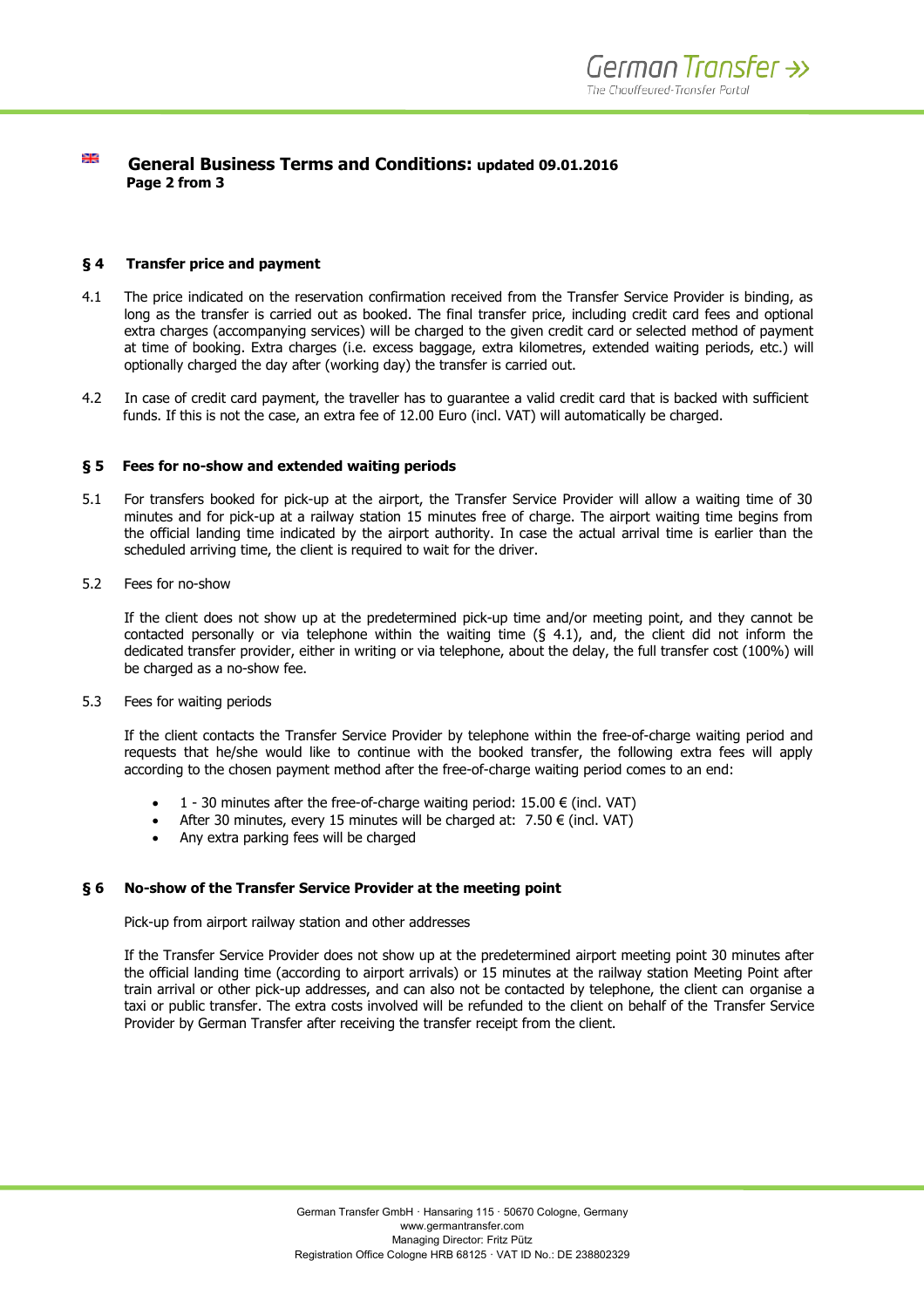## General Business Terms and Conditions: updated 09.01.2016

**Page 2 from 3**

### § 4 Transfer price and payment

4.1 The price indicated on the reservation confirmation received from the Transfer Service Provider is binding, as long as the transfer is carried out as booked. The final transfer price, including credit card fees and optional extra charges (accompanying services) will be charged to the given credit card or selected method of payment at time of booking. Extra charges (i.e. excess baggage, extra kilometres, extended waiting periods, etc.) will optionally charged the day after (working day) the transfer is carried out.

4.2 In case of credit card payment, the traveller has to guarantee a valid credit card that is backed with sufficient funds. If this is not the case, an extra fee of 12.00 Euro (incl. VAT) will automatically be charged.

### § 5 Fees for no-show and extended waiting periods

5.1 For transfers booked for pick-up at the airport, the Transfer Service Provider will allow a waiting time of 30 minutes and for pick-up at a railway station 15 minutes free of charge. The airport waiting time begins from the official landing time indicated by the airport authority. In case the actual arrival time is earlier than the scheduled arriving time, the client is required to wait for the driver.

5.2 Fees for no-show

If the client does not show up at the predetermined pick-up time and/or meeting point, and they cannot be contacted personally or via telephone within the waiting time (§ 4.1), and, the client did not inform the dedicated transfer provider, either in writing or via telephone, about the delay, the full transfer cost (100%) will be charged as a no-show fee.

5.3 Fees for waiting periods

If the client contacts the Transfer Service Provider by telephone within the free-of-charge waiting period and requests that he/she would like to continue with the booked transfer, the following extra fees will apply according to the chosen payment method after the free-of-charge waiting period comes to an end:

- 1 - 30 minutes after the free-of-charge waiting period: 15.00 € (incl. VAT)
- After 30 minutes, every 15 minutes will be charged at: 7.50 € (incl. VAT)
- Any extra parking fees will be charged

### § 6 No-show of the Transfer Service Provider at the meeting point

Pick-up from airport railway station and other addresses

If the Transfer Service Provider does not show up at the predetermined airport meeting point 30 minutes after the official landing time (according to airport arrivals) or 15 minutes at the railway station Meeting Point after train arrival or other pick-up addresses, and can also not be contacted by telephone, the client can organise a taxi or public transfer. The extra costs involved will be refunded to the client on behalf of the Transfer Service Provider by German Transfer after receiving the transfer receipt from the client.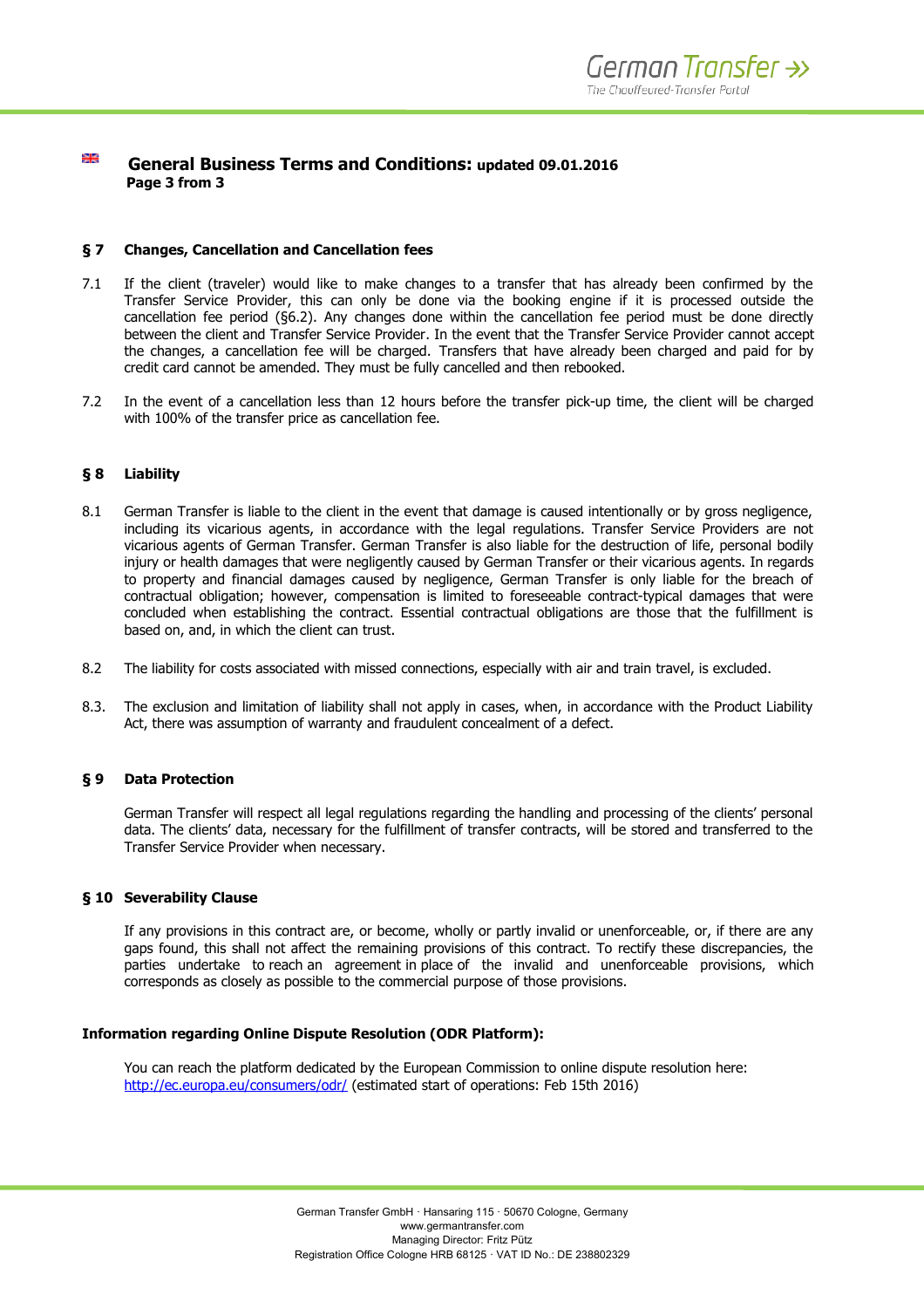# General Business Terms and Conditions: updated 09.01.2016

## § 7 Changes, Cancellation and Cancellation fees

7.1 If the client (traveler) would like to make changes to a transfer that has already been confirmed by the Transfer Service Provider, this can only be done via the booking engine if it is processed outside the cancellation fee period (§6.2). Any changes done within the cancellation fee period must be done directly between the client and Transfer Service Provider. In the event that the Transfer Service Provider cannot accept the changes, a cancellation fee will be charged. Transfers that have already been charged and paid for by credit card cannot be amended. They must be fully cancelled and then rebooked.

7.2 In the event of a cancellation less than 12 hours before the transfer pick-up time, the client will be charged with 100% of the transfer price as cancellation fee.

## § 8 Liability

8.1 German Transfer is liable to the client in the event that damage is caused intentionally or by gross negligence, including its vicarious agents, in accordance with the legal regulations. Transfer Service Providers are not vicarious agents of German Transfer. German Transfer is also liable for the destruction of life, personal bodily injury or health damages that were negligently caused by German Transfer or their vicarious agents. In regards to property and financial damages caused by negligence, German Transfer is only liable for the breach of contractual obligation; however, compensation is limited to foreseeable contract-typical damages that were concluded when establishing the contract. Essential contractual obligations are those that the fulfillment is based on, and, in which the client can trust.

8.2 The liability for costs associated with missed connections, especially with air and train travel, is excluded.

8.3. The exclusion and limitation of liability shall not apply in cases, when, in accordance with the Product Liability Act, there was assumption of warranty and fraudulent concealment of a defect.

## § 9 Data Protection

German Transfer will respect all legal regulations regarding the handling and processing of the clients' personal data. The clients' data, necessary for the fulfillment of transfer contracts, will be stored and transferred to the Transfer Service Provider when necessary.

## § 10 Severability Clause

If any provisions in this contract are, or become, wholly or partly invalid or unenforceable, or, if there are any gaps found, this shall not affect the remaining provisions of this contract. To rectify these discrepancies, the parties undertake to reach an agreement in place of the invalid and unenforceable provisions, which corresponds as closely as possible to the commercial purpose of those provisions.

**Information regarding Online Dispute Resolution (ODR Platform):**

You can reach the platform dedicated by the European Commission to online dispute resolution here: http://ec.europa.eu/consumers/odr/ (estimated start of operations: Feb 15th 2016)

German Transfer GmbH · Hansaring 115 · 50670 Cologne, Germany
www.germantransfer.com
Managing Director: Fritz Pütz
Registration Office Cologne HRB 68125 · VAT ID No.: DE 238802329